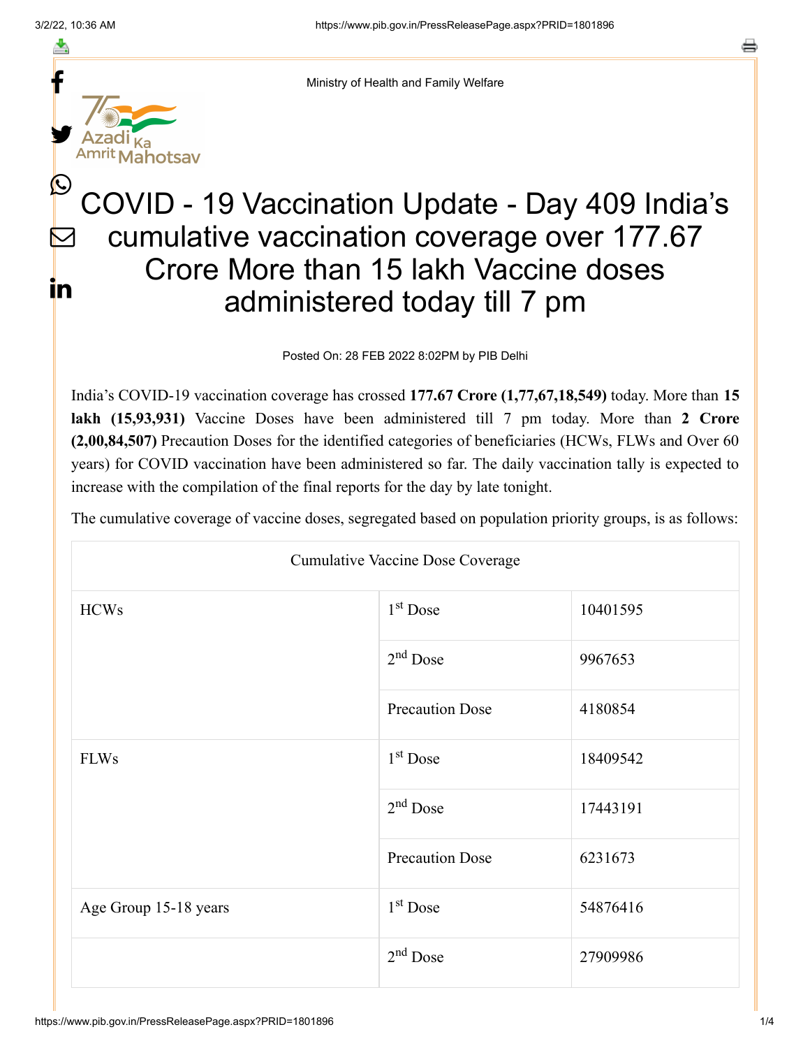Ministry of Health and Family Welfare

# COVID - 19 Vaccination Update - Day 409 India's cumulative vaccination coverage over 177.67 Crore More than 15 lakh Vaccine doses administered today till 7 pm

Posted On: 28 FEB 2022 8:02PM by PIB Delhi

India's COVID-19 vaccination coverage has crossed **177.67 Crore (1,77,67,18,549)** today. More than **15 lakh (15,93,931)** Vaccine Doses have been administered till 7 pm today. More than **2 Crore (2,00,84,507)** Precaution Doses for the identified categories of beneficiaries (HCWs, FLWs and Over 60 years) for COVID vaccination have been administered so far. The daily vaccination tally is expected to increase with the compilation of the final reports for the day by late tonight.

The cumulative coverage of vaccine doses, segregated based on population priority groups, is as follows:

| Cumulative Vaccine Dose Coverage | | |
|---|---|---|
| HCWs | 1st Dose | 10401595 |
| | 2nd Dose | 9967653 |
| | Precaution Dose | 4180854 |
| FLWs | 1st Dose | 18409542 |
| | 2nd Dose | 17443191 |
| | Precaution Dose | 6231673 |
| Age Group 15-18 years | 1st Dose | 54876416 |
| | 2nd Dose | 27909986 |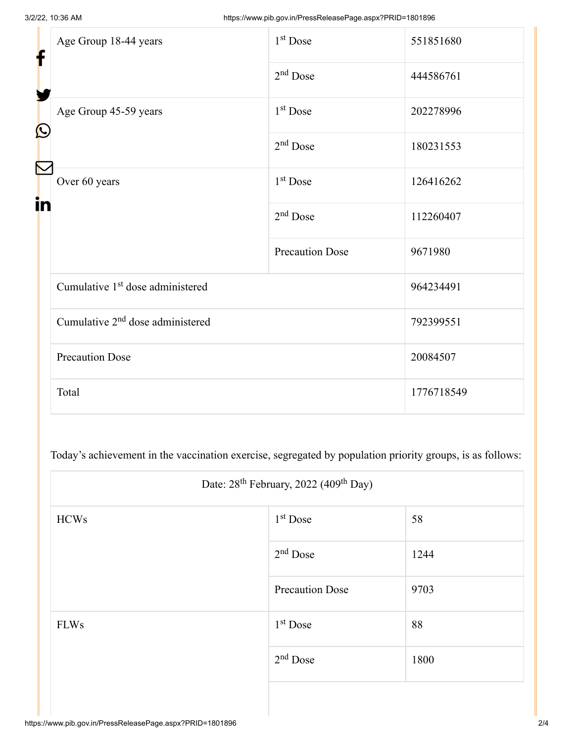| | | |
|---|---|---|
| Age Group 18-44 years | 1st Dose | 551851680 |
| | 2nd Dose | 444586761 |
| Age Group 45-59 years | 1st Dose | 202278996 |
| | 2nd Dose | 180231553 |
| Over 60 years | 1st Dose | 126416262 |
| | 2nd Dose | 112260407 |
| | Precaution Dose | 9671980 |
| Cumulative 1st dose administered | | 964234491 |
| Cumulative 2nd dose administered | | 792399551 |
| Precaution Dose | | 20084507 |
| Total | | 1776718549 |

Today's achievement in the vaccination exercise, segregated by population priority groups, is as follows:

| Date: 28th February, 2022 (409th Day) | | |
|---|---|---|
| HCWs | 1st Dose | 58 |
| | 2nd Dose | 1244 |
| | Precaution Dose | 9703 |
| FLWs | 1st Dose | 88 |
| | 2nd Dose | 1800 |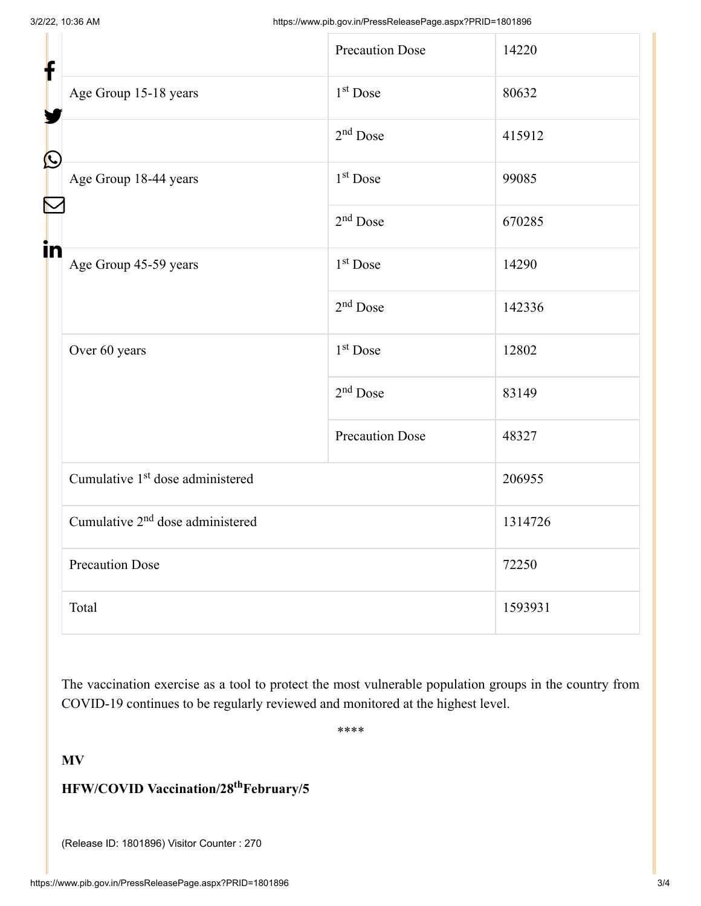| | | |
|---|---|---|
| | Precaution Dose | 14220 |
| Age Group 15-18 years | 1st Dose | 80632 |
| | 2nd Dose | 415912 |
| Age Group 18-44 years | 1st Dose | 99085 |
| | 2nd Dose | 670285 |
| Age Group 45-59 years | 1st Dose | 14290 |
| | 2nd Dose | 142336 |
| Over 60 years | 1st Dose | 12802 |
| | 2nd Dose | 83149 |
| | Precaution Dose | 48327 |
| Cumulative 1st dose administered | | 206955 |
| Cumulative 2nd dose administered | | 1314726 |
| Precaution Dose | | 72250 |
| Total | | 1593931 |

The vaccination exercise as a tool to protect the most vulnerable population groups in the country from COVID-19 continues to be regularly reviewed and monitored at the highest level.

****

**MV**

**HFW/COVID Vaccination/28th February/5**

(Release ID: 1801896) Visitor Counter : 270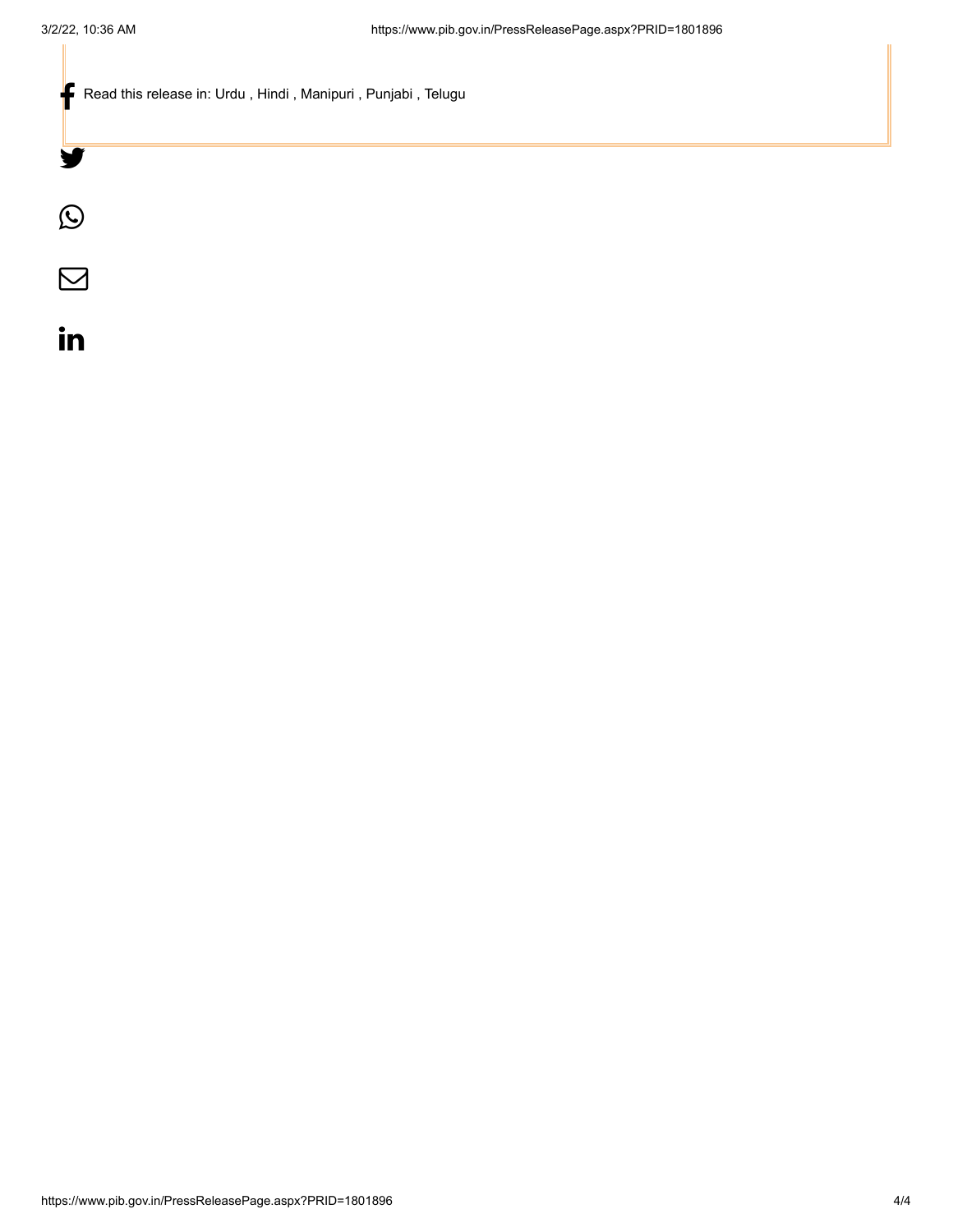Read this release in: Urdu , Hindi , Manipuri , Punjabi , Telugu